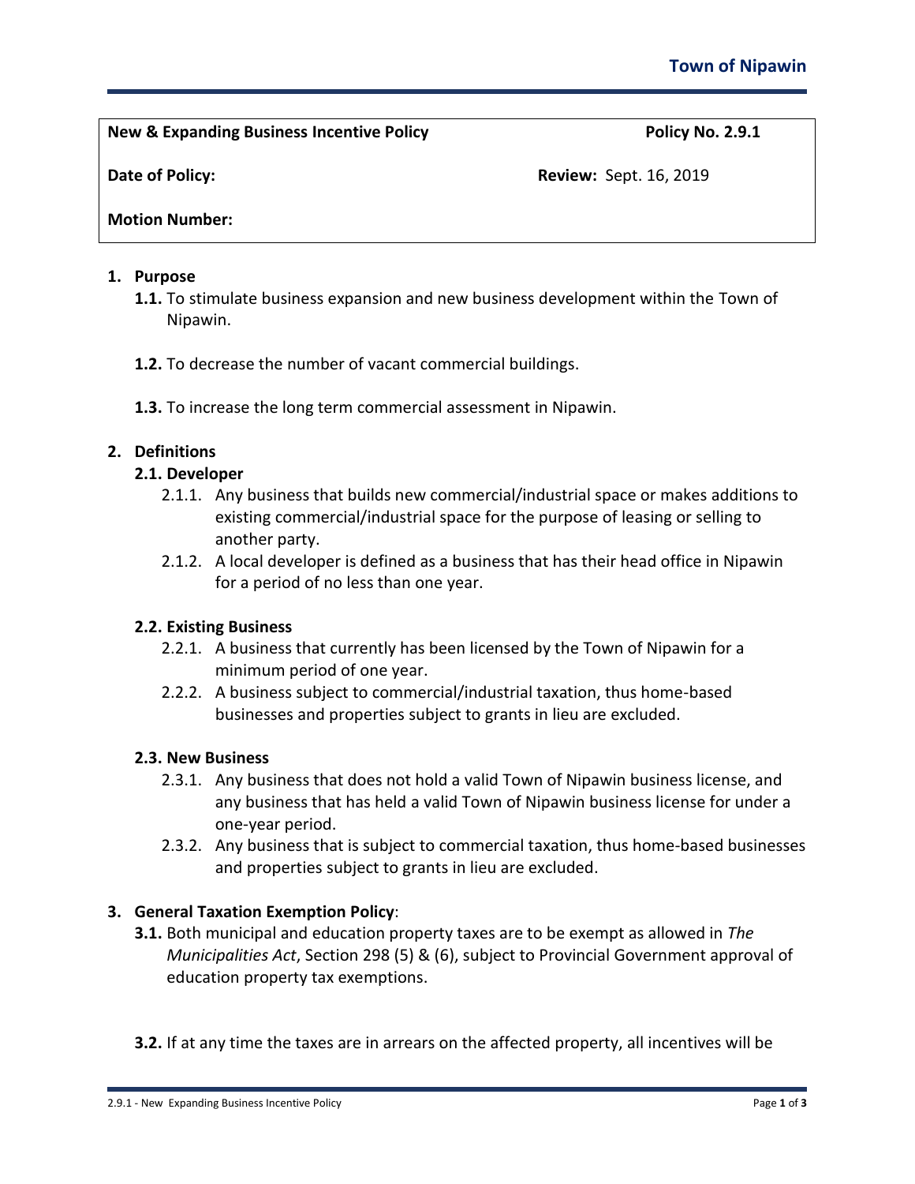**Town of Nipawin**

| **New & Expanding Business Incentive Policy** | **Policy No. 2.9.1** |
|---|---|
| **Date of Policy:** | **Review:** Sept. 16, 2019 |
| **Motion Number:** | |

## 1. Purpose

**1.1.** To stimulate business expansion and new business development within the Town of Nipawin.

**1.2.** To decrease the number of vacant commercial buildings.

**1.3.** To increase the long term commercial assessment in Nipawin.

## 2. Definitions

### 2.1. Developer

2.1.1. Any business that builds new commercial/industrial space or makes additions to existing commercial/industrial space for the purpose of leasing or selling to another party.

2.1.2. A local developer is defined as a business that has their head office in Nipawin for a period of no less than one year.

### 2.2. Existing Business

2.2.1. A business that currently has been licensed by the Town of Nipawin for a minimum period of one year.

2.2.2. A business subject to commercial/industrial taxation, thus home-based businesses and properties subject to grants in lieu are excluded.

### 2.3. New Business

2.3.1. Any business that does not hold a valid Town of Nipawin business license, and any business that has held a valid Town of Nipawin business license for under a one-year period.

2.3.2. Any business that is subject to commercial taxation, thus home-based businesses and properties subject to grants in lieu are excluded.

## 3. General Taxation Exemption Policy:

**3.1.** Both municipal and education property taxes are to be exempt as allowed in *The Municipalities Act*, Section 298 (5) & (6), subject to Provincial Government approval of education property tax exemptions.

**3.2.** If at any time the taxes are in arrears on the affected property, all incentives will be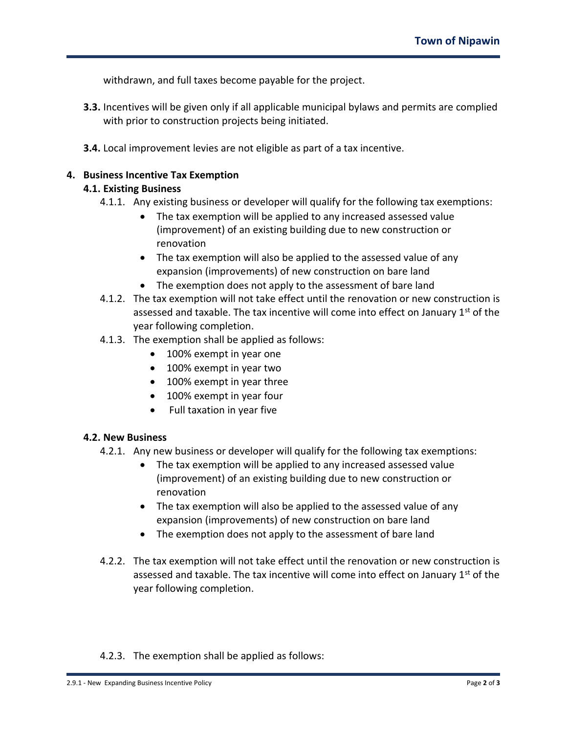withdrawn, and full taxes become payable for the project.

**3.3.** Incentives will be given only if all applicable municipal bylaws and permits are complied with prior to construction projects being initiated.

**3.4.** Local improvement levies are not eligible as part of a tax incentive.

## 4. Business Incentive Tax Exemption

### 4.1. Existing Business

4.1.1. Any existing business or developer will qualify for the following tax exemptions:

- The tax exemption will be applied to any increased assessed value (improvement) of an existing building due to new construction or renovation
- The tax exemption will also be applied to the assessed value of any expansion (improvements) of new construction on bare land
- The exemption does not apply to the assessment of bare land

4.1.2. The tax exemption will not take effect until the renovation or new construction is assessed and taxable. The tax incentive will come into effect on January 1st of the year following completion.

4.1.3. The exemption shall be applied as follows:

- 100% exempt in year one
- 100% exempt in year two
- 100% exempt in year three
- 100% exempt in year four
- Full taxation in year five

### 4.2. New Business

4.2.1. Any new business or developer will qualify for the following tax exemptions:

- The tax exemption will be applied to any increased assessed value (improvement) of an existing building due to new construction or renovation
- The tax exemption will also be applied to the assessed value of any expansion (improvements) of new construction on bare land
- The exemption does not apply to the assessment of bare land

4.2.2. The tax exemption will not take effect until the renovation or new construction is assessed and taxable. The tax incentive will come into effect on January 1st of the year following completion.

4.2.3. The exemption shall be applied as follows: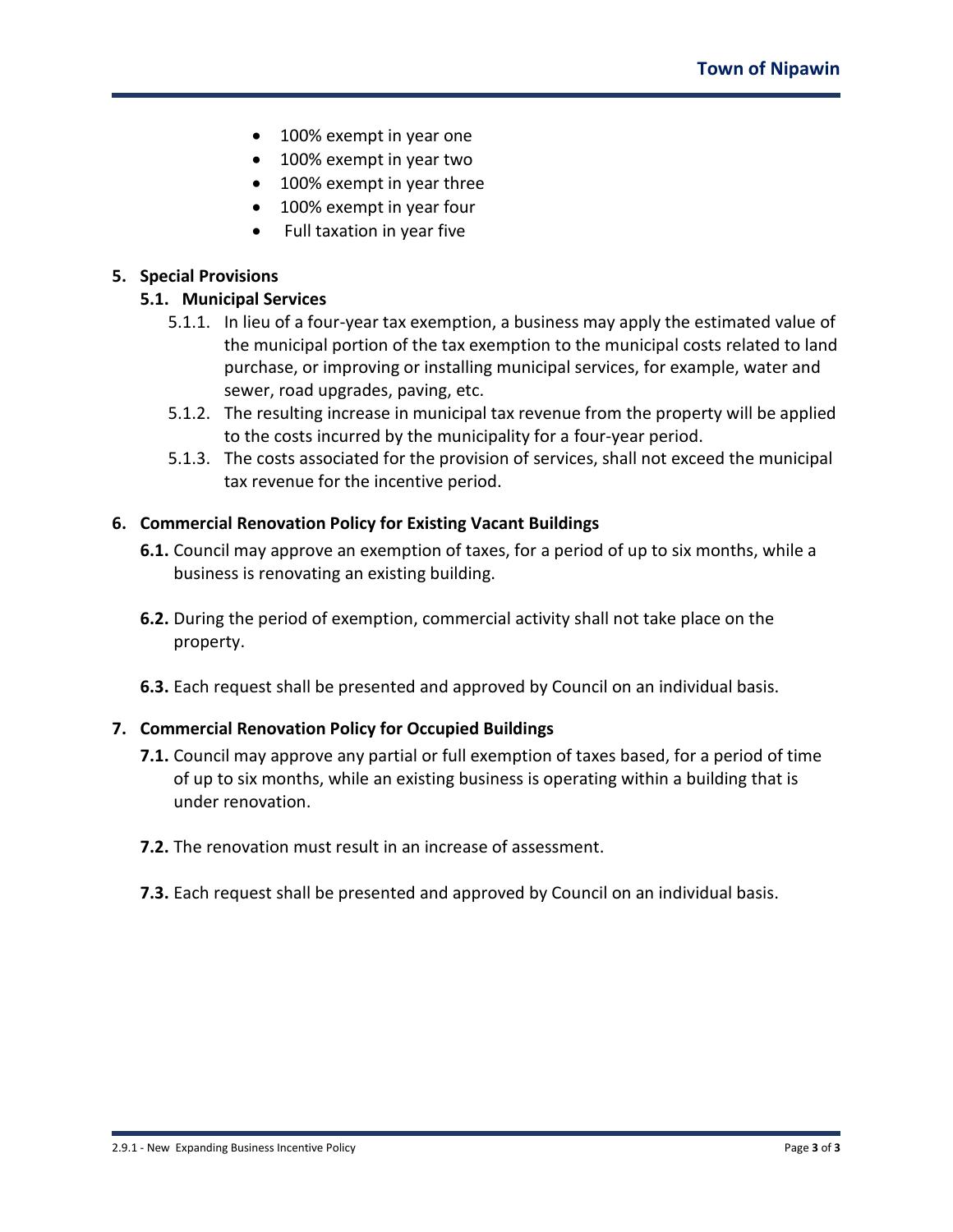- 100% exempt in year one
- 100% exempt in year two
- 100% exempt in year three
- 100% exempt in year four
- Full taxation in year five

## 5. Special Provisions

### 5.1. Municipal Services

5.1.1. In lieu of a four-year tax exemption, a business may apply the estimated value of the municipal portion of the tax exemption to the municipal costs related to land purchase, or improving or installing municipal services, for example, water and sewer, road upgrades, paving, etc.

5.1.2. The resulting increase in municipal tax revenue from the property will be applied to the costs incurred by the municipality for a four-year period.

5.1.3. The costs associated for the provision of services, shall not exceed the municipal tax revenue for the incentive period.

## 6. Commercial Renovation Policy for Existing Vacant Buildings

**6.1.** Council may approve an exemption of taxes, for a period of up to six months, while a business is renovating an existing building.

**6.2.** During the period of exemption, commercial activity shall not take place on the property.

**6.3.** Each request shall be presented and approved by Council on an individual basis.

## 7. Commercial Renovation Policy for Occupied Buildings

**7.1.** Council may approve any partial or full exemption of taxes based, for a period of time of up to six months, while an existing business is operating within a building that is under renovation.

**7.2.** The renovation must result in an increase of assessment.

**7.3.** Each request shall be presented and approved by Council on an individual basis.